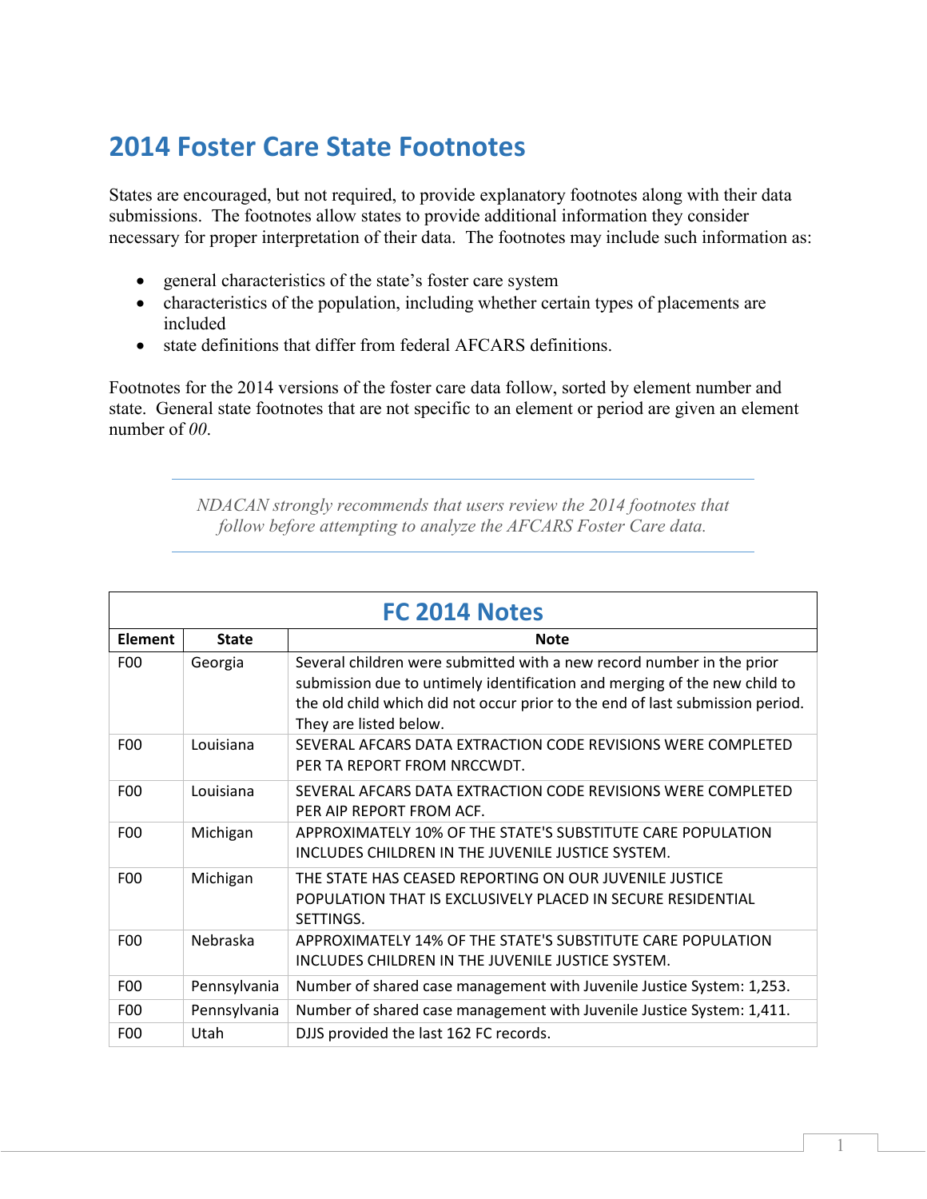# 2014 Foster Care State Footnotes

States are encouraged, but not required, to provide explanatory footnotes along with their data submissions. The footnotes allow states to provide additional information they consider necessary for proper interpretation of their data. The footnotes may include such information as:

- general characteristics of the state's foster care system
- characteristics of the population, including whether certain types of placements are included
- state definitions that differ from federal AFCARS definitions.

Footnotes for the 2014 versions of the foster care data follow, sorted by element number and state. General state footnotes that are not specific to an element or period are given an element number of *00*.

*NDACAN strongly recommends that users review the 2014 footnotes that follow before attempting to analyze the AFCARS Foster Care data.*

## FC 2014 Notes

| Element | State | Note |
|---|---|---|
| F00 | Georgia | Several children were submitted with a new record number in the prior submission due to untimely identification and merging of the new child to the old child which did not occur prior to the end of last submission period. They are listed below. |
| F00 | Louisiana | SEVERAL AFCARS DATA EXTRACTION CODE REVISIONS WERE COMPLETED PER TA REPORT FROM NRCCWDT. |
| F00 | Louisiana | SEVERAL AFCARS DATA EXTRACTION CODE REVISIONS WERE COMPLETED PER AIP REPORT FROM ACF. |
| F00 | Michigan | APPROXIMATELY 10% OF THE STATE'S SUBSTITUTE CARE POPULATION INCLUDES CHILDREN IN THE JUVENILE JUSTICE SYSTEM. |
| F00 | Michigan | THE STATE HAS CEASED REPORTING ON OUR JUVENILE JUSTICE POPULATION THAT IS EXCLUSIVELY PLACED IN SECURE RESIDENTIAL SETTINGS. |
| F00 | Nebraska | APPROXIMATELY 14% OF THE STATE'S SUBSTITUTE CARE POPULATION INCLUDES CHILDREN IN THE JUVENILE JUSTICE SYSTEM. |
| F00 | Pennsylvania | Number of shared case management with Juvenile Justice System: 1,253. |
| F00 | Pennsylvania | Number of shared case management with Juvenile Justice System: 1,411. |
| F00 | Utah | DJJS provided the last 162 FC records. |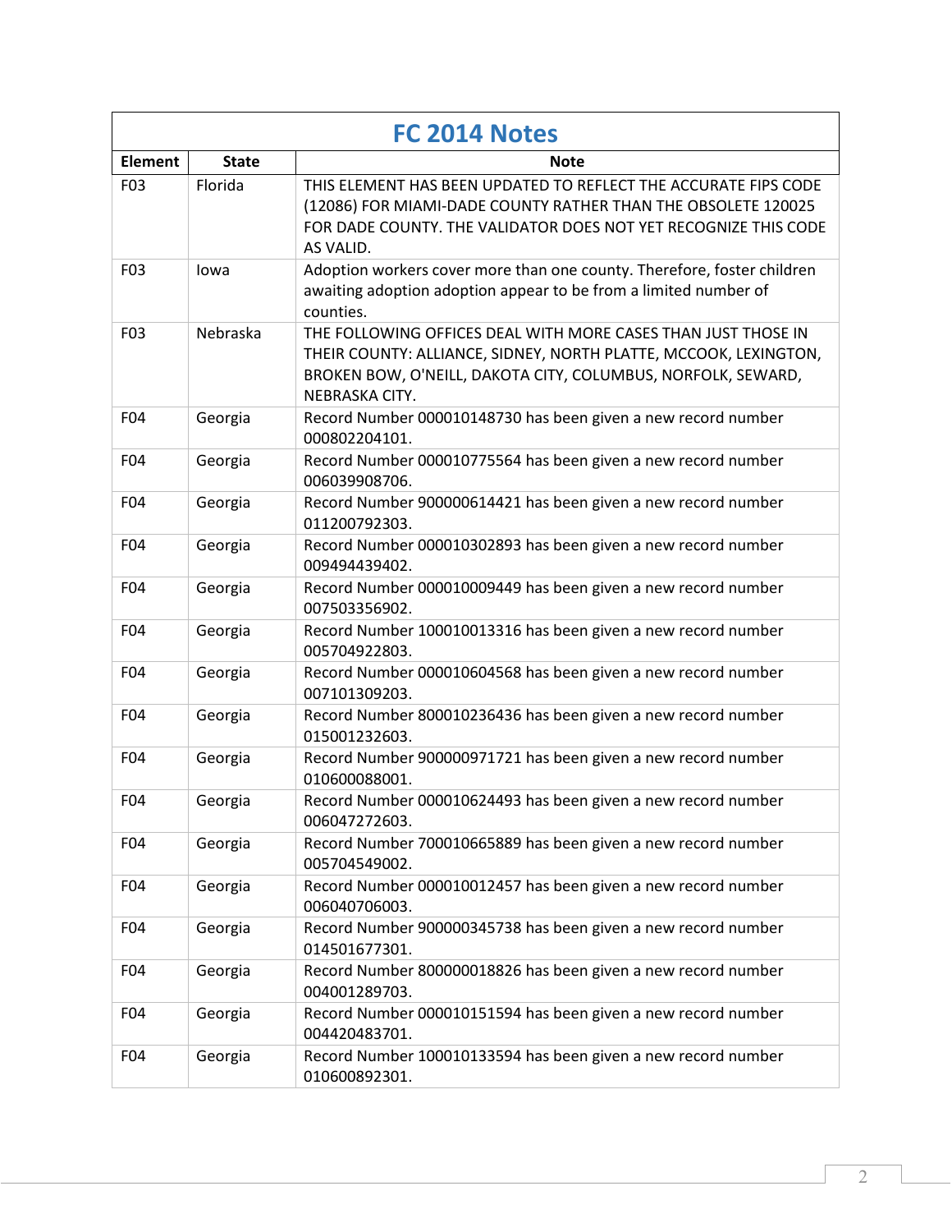# FC 2014 Notes

| Element | State | Note |
|---|---|---|
| F03 | Florida | THIS ELEMENT HAS BEEN UPDATED TO REFLECT THE ACCURATE FIPS CODE (12086) FOR MIAMI-DADE COUNTY RATHER THAN THE OBSOLETE 120025 FOR DADE COUNTY. THE VALIDATOR DOES NOT YET RECOGNIZE THIS CODE AS VALID. |
| F03 | Iowa | Adoption workers cover more than one county. Therefore, foster children awaiting adoption adoption appear to be from a limited number of counties. |
| F03 | Nebraska | THE FOLLOWING OFFICES DEAL WITH MORE CASES THAN JUST THOSE IN THEIR COUNTY: ALLIANCE, SIDNEY, NORTH PLATTE, MCCOOK, LEXINGTON, BROKEN BOW, O'NEILL, DAKOTA CITY, COLUMBUS, NORFOLK, SEWARD, NEBRASKA CITY. |
| F04 | Georgia | Record Number 000010148730 has been given a new record number 000802204101. |
| F04 | Georgia | Record Number 000010775564 has been given a new record number 006039908706. |
| F04 | Georgia | Record Number 900000614421 has been given a new record number 011200792303. |
| F04 | Georgia | Record Number 000010302893 has been given a new record number 009494439402. |
| F04 | Georgia | Record Number 000010009449 has been given a new record number 007503356902. |
| F04 | Georgia | Record Number 100010013316 has been given a new record number 005704922803. |
| F04 | Georgia | Record Number 000010604568 has been given a new record number 007101309203. |
| F04 | Georgia | Record Number 800010236436 has been given a new record number 015001232603. |
| F04 | Georgia | Record Number 900000971721 has been given a new record number 010600088001. |
| F04 | Georgia | Record Number 000010624493 has been given a new record number 006047272603. |
| F04 | Georgia | Record Number 700010665889 has been given a new record number 005704549002. |
| F04 | Georgia | Record Number 000010012457 has been given a new record number 006040706003. |
| F04 | Georgia | Record Number 900000345738 has been given a new record number 014501677301. |
| F04 | Georgia | Record Number 800000018826 has been given a new record number 004001289703. |
| F04 | Georgia | Record Number 000010151594 has been given a new record number 004420483701. |
| F04 | Georgia | Record Number 100010133594 has been given a new record number 010600892301. |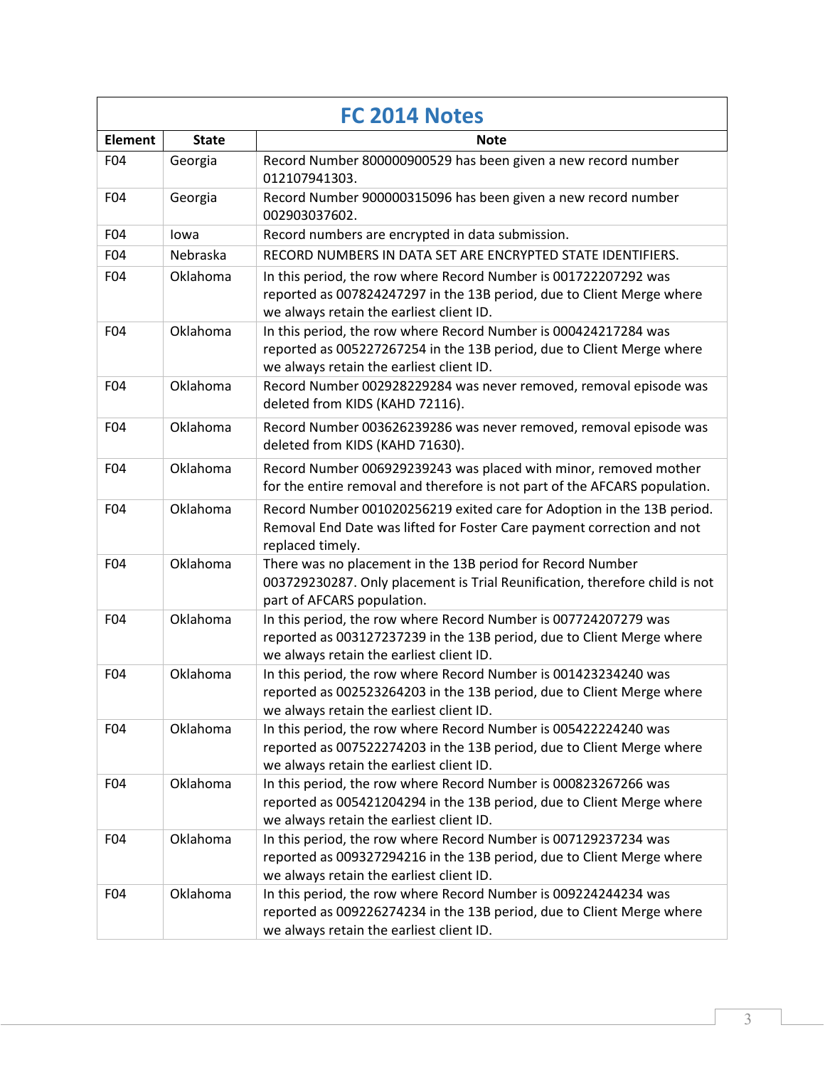| FC 2014 Notes | | |
|---|---|---|
| **Element** | **State** | **Note** |
| F04 | Georgia | Record Number 800000900529 has been given a new record number 012107941303. |
| F04 | Georgia | Record Number 900000315096 has been given a new record number 002903037602. |
| F04 | Iowa | Record numbers are encrypted in data submission. |
| F04 | Nebraska | RECORD NUMBERS IN DATA SET ARE ENCRYPTED STATE IDENTIFIERS. |
| F04 | Oklahoma | In this period, the row where Record Number is 001722207292 was reported as 007824247297 in the 13B period, due to Client Merge where we always retain the earliest client ID. |
| F04 | Oklahoma | In this period, the row where Record Number is 000424217284 was reported as 005227267254 in the 13B period, due to Client Merge where we always retain the earliest client ID. |
| F04 | Oklahoma | Record Number 002928229284 was never removed, removal episode was deleted from KIDS (KAHD 72116). |
| F04 | Oklahoma | Record Number 003626239286 was never removed, removal episode was deleted from KIDS (KAHD 71630). |
| F04 | Oklahoma | Record Number 006929239243 was placed with minor, removed mother for the entire removal and therefore is not part of the AFCARS population. |
| F04 | Oklahoma | Record Number 001020256219 exited care for Adoption in the 13B period. Removal End Date was lifted for Foster Care payment correction and not replaced timely. |
| F04 | Oklahoma | There was no placement in the 13B period for Record Number 003729230287. Only placement is Trial Reunification, therefore child is not part of AFCARS population. |
| F04 | Oklahoma | In this period, the row where Record Number is 007724207279 was reported as 003127237239 in the 13B period, due to Client Merge where we always retain the earliest client ID. |
| F04 | Oklahoma | In this period, the row where Record Number is 001423234240 was reported as 002523264203 in the 13B period, due to Client Merge where we always retain the earliest client ID. |
| F04 | Oklahoma | In this period, the row where Record Number is 005422224240 was reported as 007522274203 in the 13B period, due to Client Merge where we always retain the earliest client ID. |
| F04 | Oklahoma | In this period, the row where Record Number is 000823267266 was reported as 005421204294 in the 13B period, due to Client Merge where we always retain the earliest client ID. |
| F04 | Oklahoma | In this period, the row where Record Number is 007129237234 was reported as 009327294216 in the 13B period, due to Client Merge where we always retain the earliest client ID. |
| F04 | Oklahoma | In this period, the row where Record Number is 009224244234 was reported as 009226274234 in the 13B period, due to Client Merge where we always retain the earliest client ID. |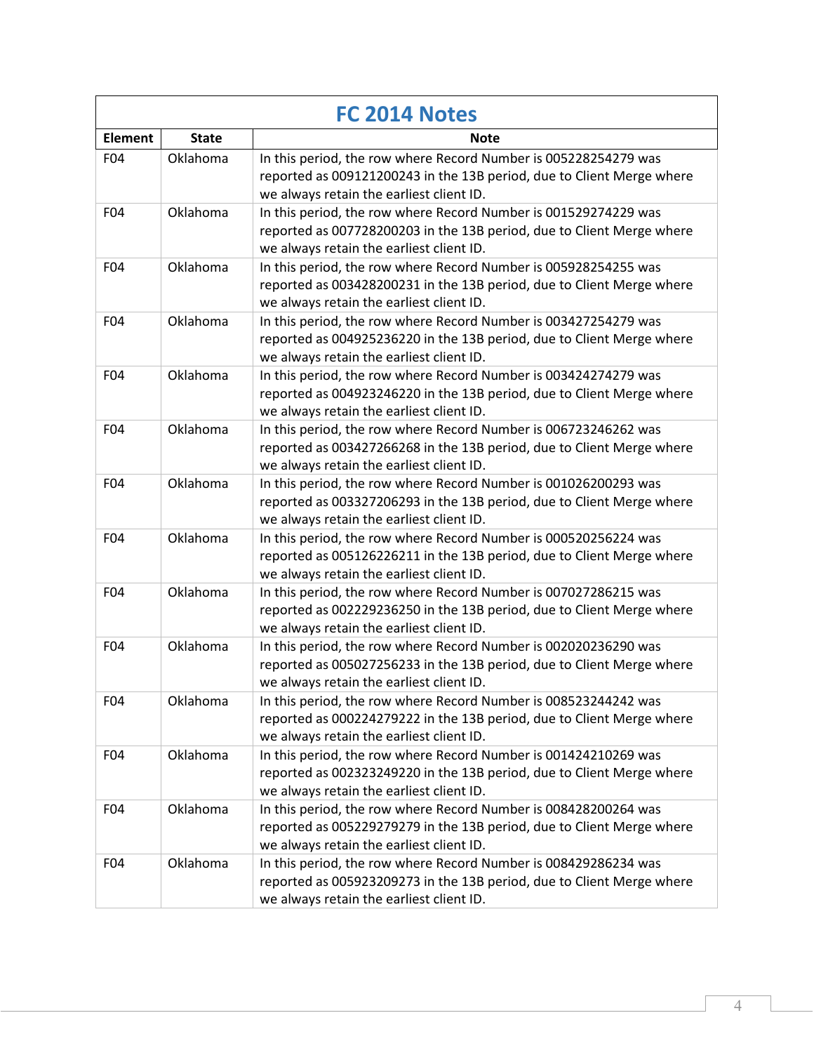| FC 2014 Notes | | |
|---|---|---|
| **Element** | **State** | **Note** |
| F04 | Oklahoma | In this period, the row where Record Number is 005228254279 was reported as 009121200243 in the 13B period, due to Client Merge where we always retain the earliest client ID. |
| F04 | Oklahoma | In this period, the row where Record Number is 001529274229 was reported as 007728200203 in the 13B period, due to Client Merge where we always retain the earliest client ID. |
| F04 | Oklahoma | In this period, the row where Record Number is 005928254255 was reported as 003428200231 in the 13B period, due to Client Merge where we always retain the earliest client ID. |
| F04 | Oklahoma | In this period, the row where Record Number is 003427254279 was reported as 004925236220 in the 13B period, due to Client Merge where we always retain the earliest client ID. |
| F04 | Oklahoma | In this period, the row where Record Number is 003424274279 was reported as 004923246220 in the 13B period, due to Client Merge where we always retain the earliest client ID. |
| F04 | Oklahoma | In this period, the row where Record Number is 006723246262 was reported as 003427266268 in the 13B period, due to Client Merge where we always retain the earliest client ID. |
| F04 | Oklahoma | In this period, the row where Record Number is 001026200293 was reported as 003327206293 in the 13B period, due to Client Merge where we always retain the earliest client ID. |
| F04 | Oklahoma | In this period, the row where Record Number is 000520256224 was reported as 005126226211 in the 13B period, due to Client Merge where we always retain the earliest client ID. |
| F04 | Oklahoma | In this period, the row where Record Number is 007027286215 was reported as 002229236250 in the 13B period, due to Client Merge where we always retain the earliest client ID. |
| F04 | Oklahoma | In this period, the row where Record Number is 002020236290 was reported as 005027256233 in the 13B period, due to Client Merge where we always retain the earliest client ID. |
| F04 | Oklahoma | In this period, the row where Record Number is 008523244242 was reported as 000224279222 in the 13B period, due to Client Merge where we always retain the earliest client ID. |
| F04 | Oklahoma | In this period, the row where Record Number is 001424210269 was reported as 002323249220 in the 13B period, due to Client Merge where we always retain the earliest client ID. |
| F04 | Oklahoma | In this period, the row where Record Number is 008428200264 was reported as 005229279279 in the 13B period, due to Client Merge where we always retain the earliest client ID. |
| F04 | Oklahoma | In this period, the row where Record Number is 008429286234 was reported as 005923209273 in the 13B period, due to Client Merge where we always retain the earliest client ID. |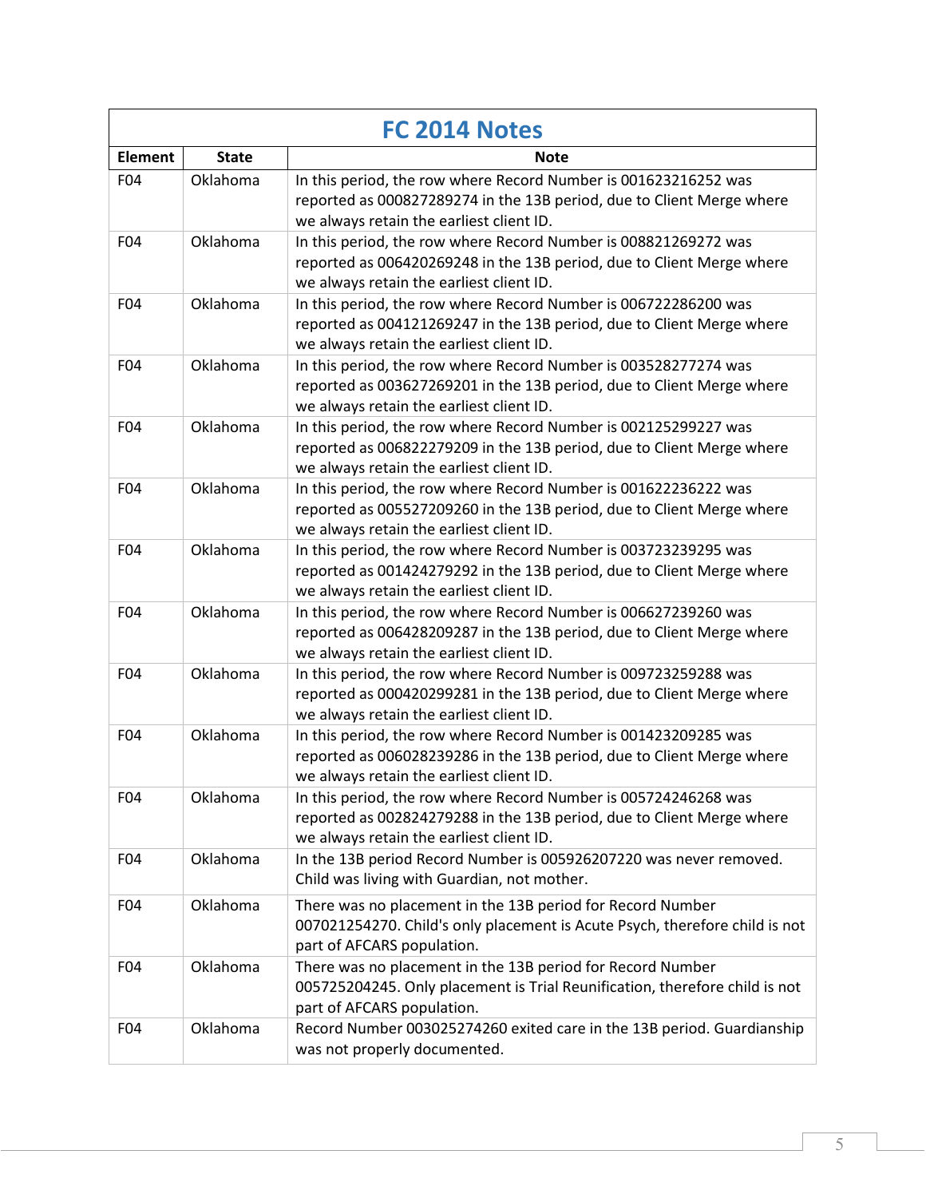## FC 2014 Notes

| Element | State | Note |
|---|---|---|
| F04 | Oklahoma | In this period, the row where Record Number is 001623216252 was reported as 000827289274 in the 13B period, due to Client Merge where we always retain the earliest client ID. |
| F04 | Oklahoma | In this period, the row where Record Number is 008821269272 was reported as 006420269248 in the 13B period, due to Client Merge where we always retain the earliest client ID. |
| F04 | Oklahoma | In this period, the row where Record Number is 006722286200 was reported as 004121269247 in the 13B period, due to Client Merge where we always retain the earliest client ID. |
| F04 | Oklahoma | In this period, the row where Record Number is 003528277274 was reported as 003627269201 in the 13B period, due to Client Merge where we always retain the earliest client ID. |
| F04 | Oklahoma | In this period, the row where Record Number is 002125299227 was reported as 006822279209 in the 13B period, due to Client Merge where we always retain the earliest client ID. |
| F04 | Oklahoma | In this period, the row where Record Number is 001622236222 was reported as 005527209260 in the 13B period, due to Client Merge where we always retain the earliest client ID. |
| F04 | Oklahoma | In this period, the row where Record Number is 003723239295 was reported as 001424279292 in the 13B period, due to Client Merge where we always retain the earliest client ID. |
| F04 | Oklahoma | In this period, the row where Record Number is 006627239260 was reported as 006428209287 in the 13B period, due to Client Merge where we always retain the earliest client ID. |
| F04 | Oklahoma | In this period, the row where Record Number is 009723259288 was reported as 000420299281 in the 13B period, due to Client Merge where we always retain the earliest client ID. |
| F04 | Oklahoma | In this period, the row where Record Number is 001423209285 was reported as 006028239286 in the 13B period, due to Client Merge where we always retain the earliest client ID. |
| F04 | Oklahoma | In this period, the row where Record Number is 005724246268 was reported as 002824279288 in the 13B period, due to Client Merge where we always retain the earliest client ID. |
| F04 | Oklahoma | In the 13B period Record Number is 005926207220 was never removed. Child was living with Guardian, not mother. |
| F04 | Oklahoma | There was no placement in the 13B period for Record Number 007021254270. Child's only placement is Acute Psych, therefore child is not part of AFCARS population. |
| F04 | Oklahoma | There was no placement in the 13B period for Record Number 005725204245. Only placement is Trial Reunification, therefore child is not part of AFCARS population. |
| F04 | Oklahoma | Record Number 003025274260 exited care in the 13B period. Guardianship was not properly documented. |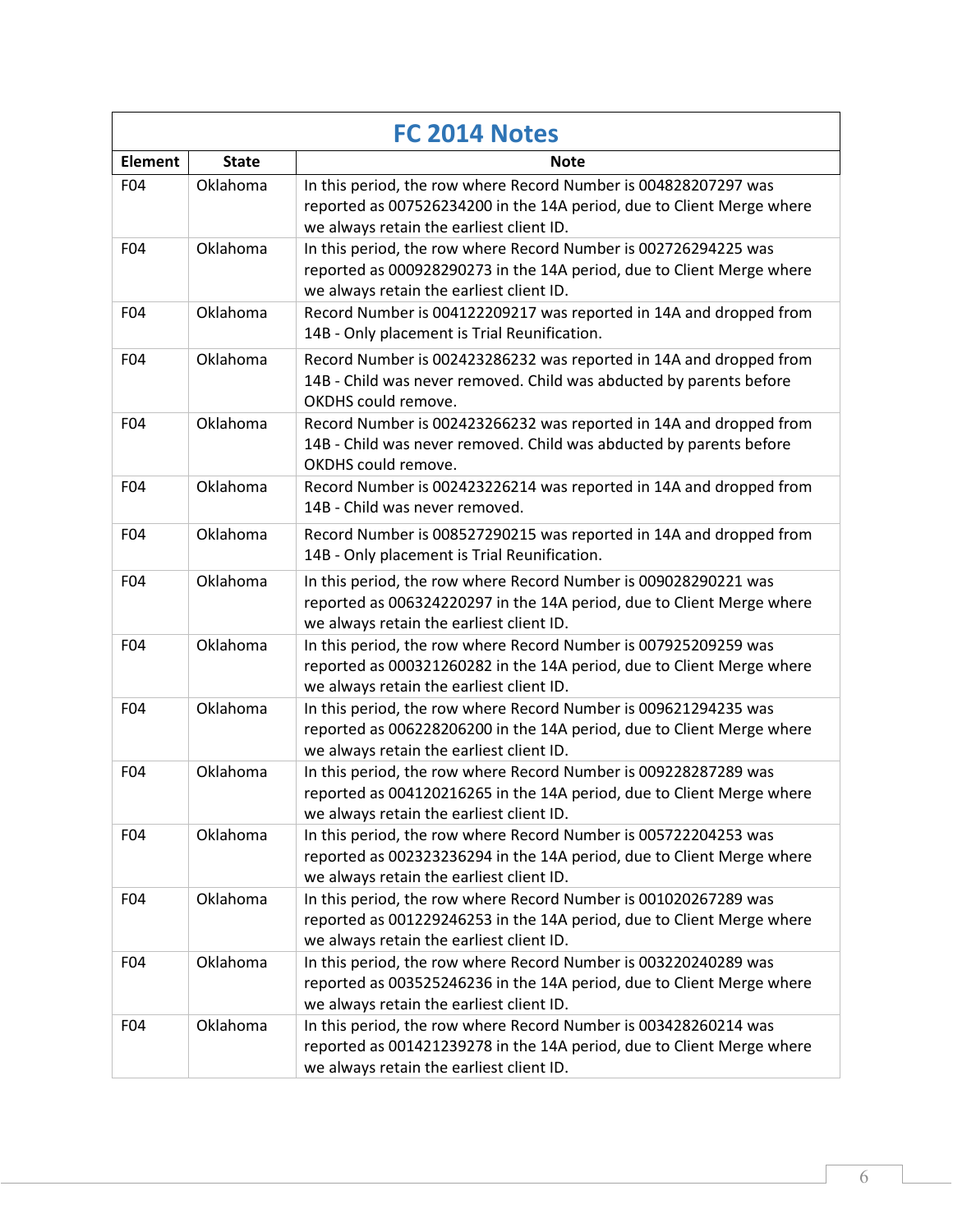| FC 2014 Notes | | |
|---|---|---|
| **Element** | **State** | **Note** |
| F04 | Oklahoma | In this period, the row where Record Number is 004828207297 was reported as 007526234200 in the 14A period, due to Client Merge where we always retain the earliest client ID. |
| F04 | Oklahoma | In this period, the row where Record Number is 002726294225 was reported as 000928290273 in the 14A period, due to Client Merge where we always retain the earliest client ID. |
| F04 | Oklahoma | Record Number is 004122209217 was reported in 14A and dropped from 14B - Only placement is Trial Reunification. |
| F04 | Oklahoma | Record Number is 002423286232 was reported in 14A and dropped from 14B - Child was never removed. Child was abducted by parents before OKDHS could remove. |
| F04 | Oklahoma | Record Number is 002423266232 was reported in 14A and dropped from 14B - Child was never removed. Child was abducted by parents before OKDHS could remove. |
| F04 | Oklahoma | Record Number is 002423226214 was reported in 14A and dropped from 14B - Child was never removed. |
| F04 | Oklahoma | Record Number is 008527290215 was reported in 14A and dropped from 14B - Only placement is Trial Reunification. |
| F04 | Oklahoma | In this period, the row where Record Number is 009028290221 was reported as 006324220297 in the 14A period, due to Client Merge where we always retain the earliest client ID. |
| F04 | Oklahoma | In this period, the row where Record Number is 007925209259 was reported as 000321260282 in the 14A period, due to Client Merge where we always retain the earliest client ID. |
| F04 | Oklahoma | In this period, the row where Record Number is 009621294235 was reported as 006228206200 in the 14A period, due to Client Merge where we always retain the earliest client ID. |
| F04 | Oklahoma | In this period, the row where Record Number is 009228287289 was reported as 004120216265 in the 14A period, due to Client Merge where we always retain the earliest client ID. |
| F04 | Oklahoma | In this period, the row where Record Number is 005722204253 was reported as 002323236294 in the 14A period, due to Client Merge where we always retain the earliest client ID. |
| F04 | Oklahoma | In this period, the row where Record Number is 001020267289 was reported as 001229246253 in the 14A period, due to Client Merge where we always retain the earliest client ID. |
| F04 | Oklahoma | In this period, the row where Record Number is 003220240289 was reported as 003525246236 in the 14A period, due to Client Merge where we always retain the earliest client ID. |
| F04 | Oklahoma | In this period, the row where Record Number is 003428260214 was reported as 001421239278 in the 14A period, due to Client Merge where we always retain the earliest client ID. |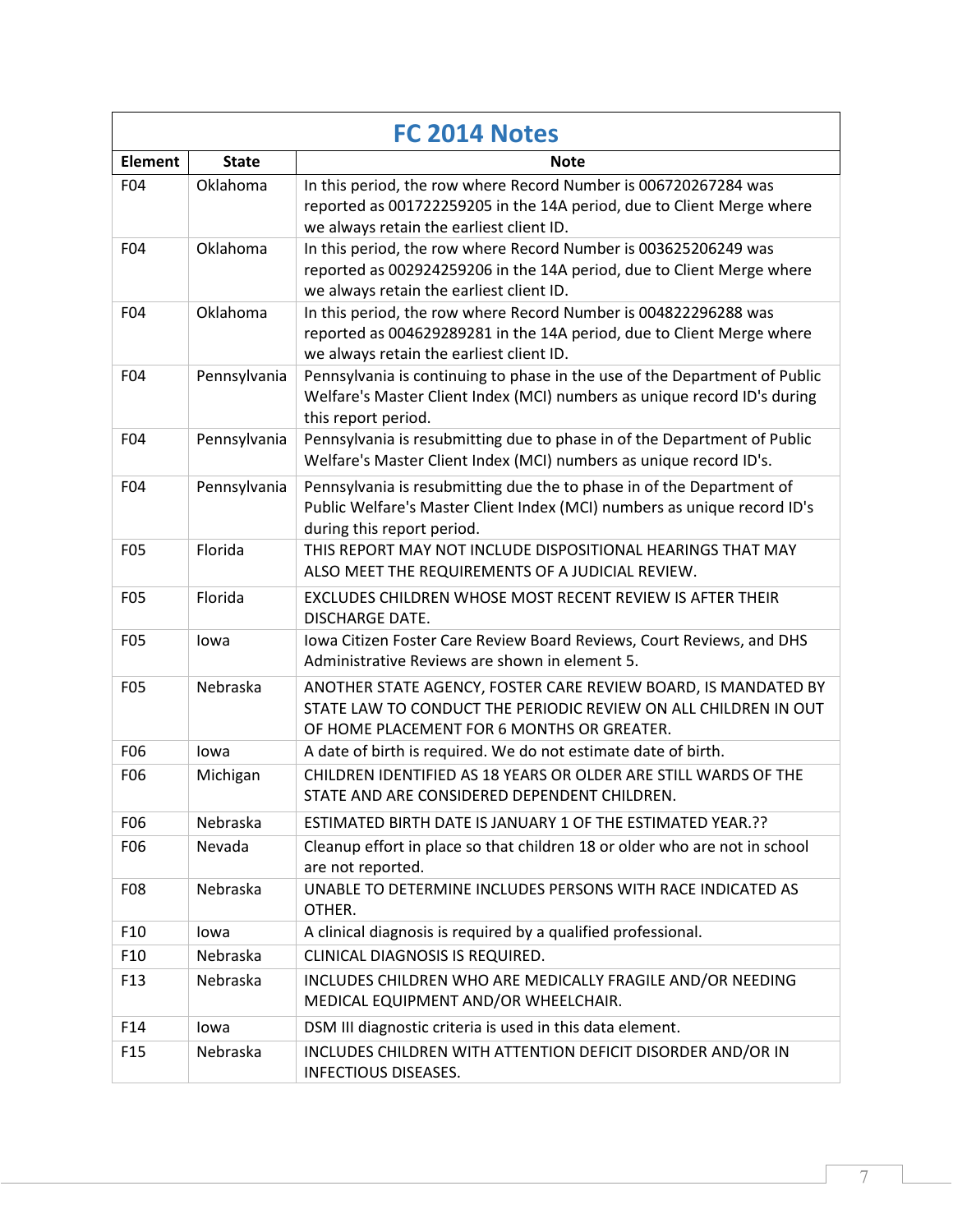| FC 2014 Notes | | |
|---|---|---|
| **Element** | **State** | **Note** |
| F04 | Oklahoma | In this period, the row where Record Number is 006720267284 was reported as 001722259205 in the 14A period, due to Client Merge where we always retain the earliest client ID. |
| F04 | Oklahoma | In this period, the row where Record Number is 003625206249 was reported as 002924259206 in the 14A period, due to Client Merge where we always retain the earliest client ID. |
| F04 | Oklahoma | In this period, the row where Record Number is 004822296288 was reported as 004629289281 in the 14A period, due to Client Merge where we always retain the earliest client ID. |
| F04 | Pennsylvania | Pennsylvania is continuing to phase in the use of the Department of Public Welfare's Master Client Index (MCI) numbers as unique record ID's during this report period. |
| F04 | Pennsylvania | Pennsylvania is resubmitting due to phase in of the Department of Public Welfare's Master Client Index (MCI) numbers as unique record ID's. |
| F04 | Pennsylvania | Pennsylvania is resubmitting due the to phase in of the Department of Public Welfare's Master Client Index (MCI) numbers as unique record ID's during this report period. |
| F05 | Florida | THIS REPORT MAY NOT INCLUDE DISPOSITIONAL HEARINGS THAT MAY ALSO MEET THE REQUIREMENTS OF A JUDICIAL REVIEW. |
| F05 | Florida | EXCLUDES CHILDREN WHOSE MOST RECENT REVIEW IS AFTER THEIR DISCHARGE DATE. |
| F05 | Iowa | Iowa Citizen Foster Care Review Board Reviews, Court Reviews, and DHS Administrative Reviews are shown in element 5. |
| F05 | Nebraska | ANOTHER STATE AGENCY, FOSTER CARE REVIEW BOARD, IS MANDATED BY STATE LAW TO CONDUCT THE PERIODIC REVIEW ON ALL CHILDREN IN OUT OF HOME PLACEMENT FOR 6 MONTHS OR GREATER. |
| F06 | Iowa | A date of birth is required. We do not estimate date of birth. |
| F06 | Michigan | CHILDREN IDENTIFIED AS 18 YEARS OR OLDER ARE STILL WARDS OF THE STATE AND ARE CONSIDERED DEPENDENT CHILDREN. |
| F06 | Nebraska | ESTIMATED BIRTH DATE IS JANUARY 1 OF THE ESTIMATED YEAR.?? |
| F06 | Nevada | Cleanup effort in place so that children 18 or older who are not in school are not reported. |
| F08 | Nebraska | UNABLE TO DETERMINE INCLUDES PERSONS WITH RACE INDICATED AS OTHER. |
| F10 | Iowa | A clinical diagnosis is required by a qualified professional. |
| F10 | Nebraska | CLINICAL DIAGNOSIS IS REQUIRED. |
| F13 | Nebraska | INCLUDES CHILDREN WHO ARE MEDICALLY FRAGILE AND/OR NEEDING MEDICAL EQUIPMENT AND/OR WHEELCHAIR. |
| F14 | Iowa | DSM III diagnostic criteria is used in this data element. |
| F15 | Nebraska | INCLUDES CHILDREN WITH ATTENTION DEFICIT DISORDER AND/OR IN INFECTIOUS DISEASES. |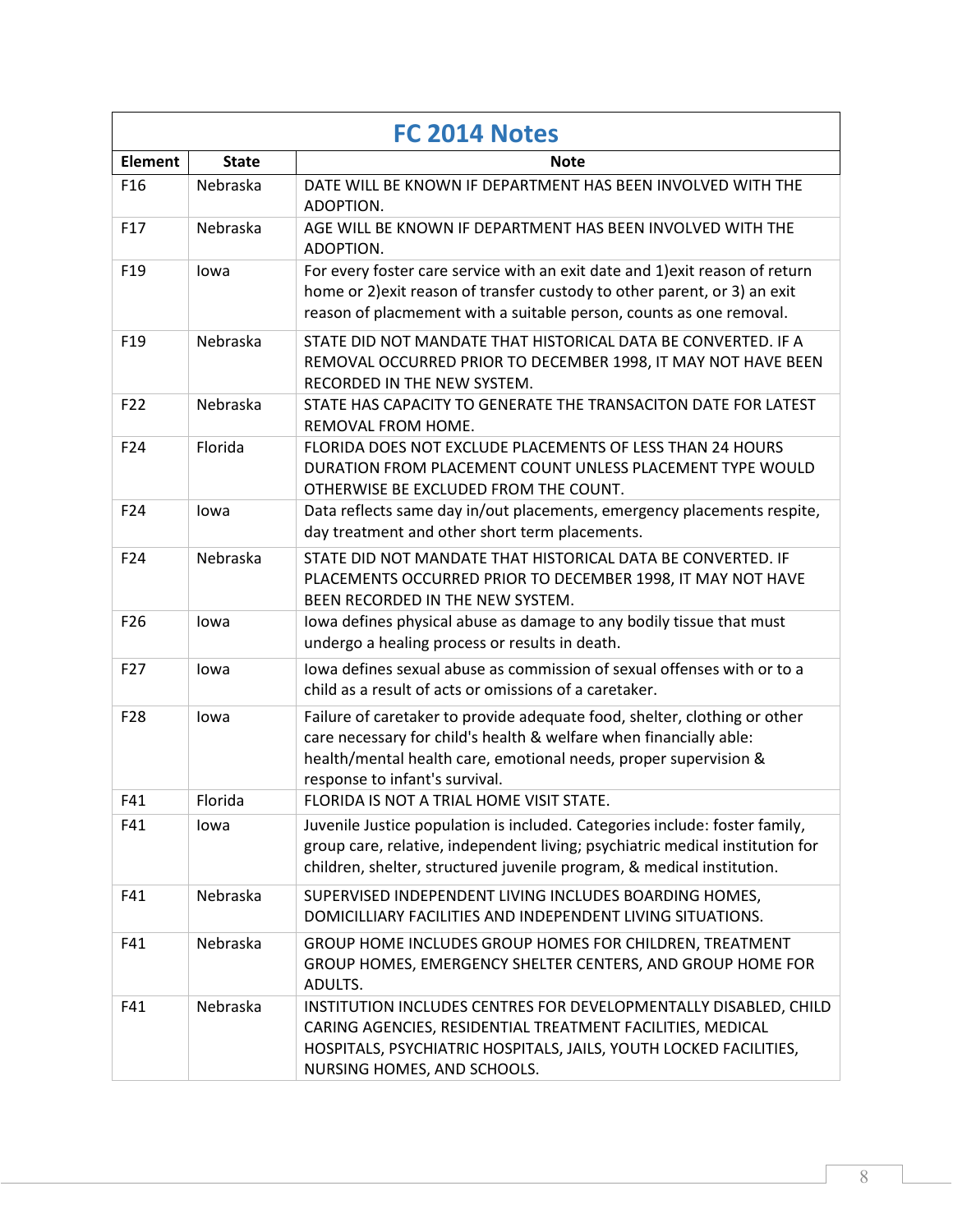| FC 2014 Notes | | |
|---|---|---|
| **Element** | **State** | **Note** |
| F16 | Nebraska | DATE WILL BE KNOWN IF DEPARTMENT HAS BEEN INVOLVED WITH THE ADOPTION. |
| F17 | Nebraska | AGE WILL BE KNOWN IF DEPARTMENT HAS BEEN INVOLVED WITH THE ADOPTION. |
| F19 | Iowa | For every foster care service with an exit date and 1)exit reason of return home or 2)exit reason of transfer custody to other parent, or 3) an exit reason of placmement with a suitable person, counts as one removal. |
| F19 | Nebraska | STATE DID NOT MANDATE THAT HISTORICAL DATA BE CONVERTED. IF A REMOVAL OCCURRED PRIOR TO DECEMBER 1998, IT MAY NOT HAVE BEEN RECORDED IN THE NEW SYSTEM. |
| F22 | Nebraska | STATE HAS CAPACITY TO GENERATE THE TRANSACITON DATE FOR LATEST REMOVAL FROM HOME. |
| F24 | Florida | FLORIDA DOES NOT EXCLUDE PLACEMENTS OF LESS THAN 24 HOURS DURATION FROM PLACEMENT COUNT UNLESS PLACEMENT TYPE WOULD OTHERWISE BE EXCLUDED FROM THE COUNT. |
| F24 | Iowa | Data reflects same day in/out placements, emergency placements respite, day treatment and other short term placements. |
| F24 | Nebraska | STATE DID NOT MANDATE THAT HISTORICAL DATA BE CONVERTED. IF PLACEMENTS OCCURRED PRIOR TO DECEMBER 1998, IT MAY NOT HAVE BEEN RECORDED IN THE NEW SYSTEM. |
| F26 | Iowa | Iowa defines physical abuse as damage to any bodily tissue that must undergo a healing process or results in death. |
| F27 | Iowa | Iowa defines sexual abuse as commission of sexual offenses with or to a child as a result of acts or omissions of a caretaker. |
| F28 | Iowa | Failure of caretaker to provide adequate food, shelter, clothing or other care necessary for child's health & welfare when financially able: health/mental health care, emotional needs, proper supervision & response to infant's survival. |
| F41 | Florida | FLORIDA IS NOT A TRIAL HOME VISIT STATE. |
| F41 | Iowa | Juvenile Justice population is included. Categories include: foster family, group care, relative, independent living; psychiatric medical institution for children, shelter, structured juvenile program, & medical institution. |
| F41 | Nebraska | SUPERVISED INDEPENDENT LIVING INCLUDES BOARDING HOMES, DOMICILLIARY FACILITIES AND INDEPENDENT LIVING SITUATIONS. |
| F41 | Nebraska | GROUP HOME INCLUDES GROUP HOMES FOR CHILDREN, TREATMENT GROUP HOMES, EMERGENCY SHELTER CENTERS, AND GROUP HOME FOR ADULTS. |
| F41 | Nebraska | INSTITUTION INCLUDES CENTRES FOR DEVELOPMENTALLY DISABLED, CHILD CARING AGENCIES, RESIDENTIAL TREATMENT FACILITIES, MEDICAL HOSPITALS, PSYCHIATRIC HOSPITALS, JAILS, YOUTH LOCKED FACILITIES, NURSING HOMES, AND SCHOOLS. |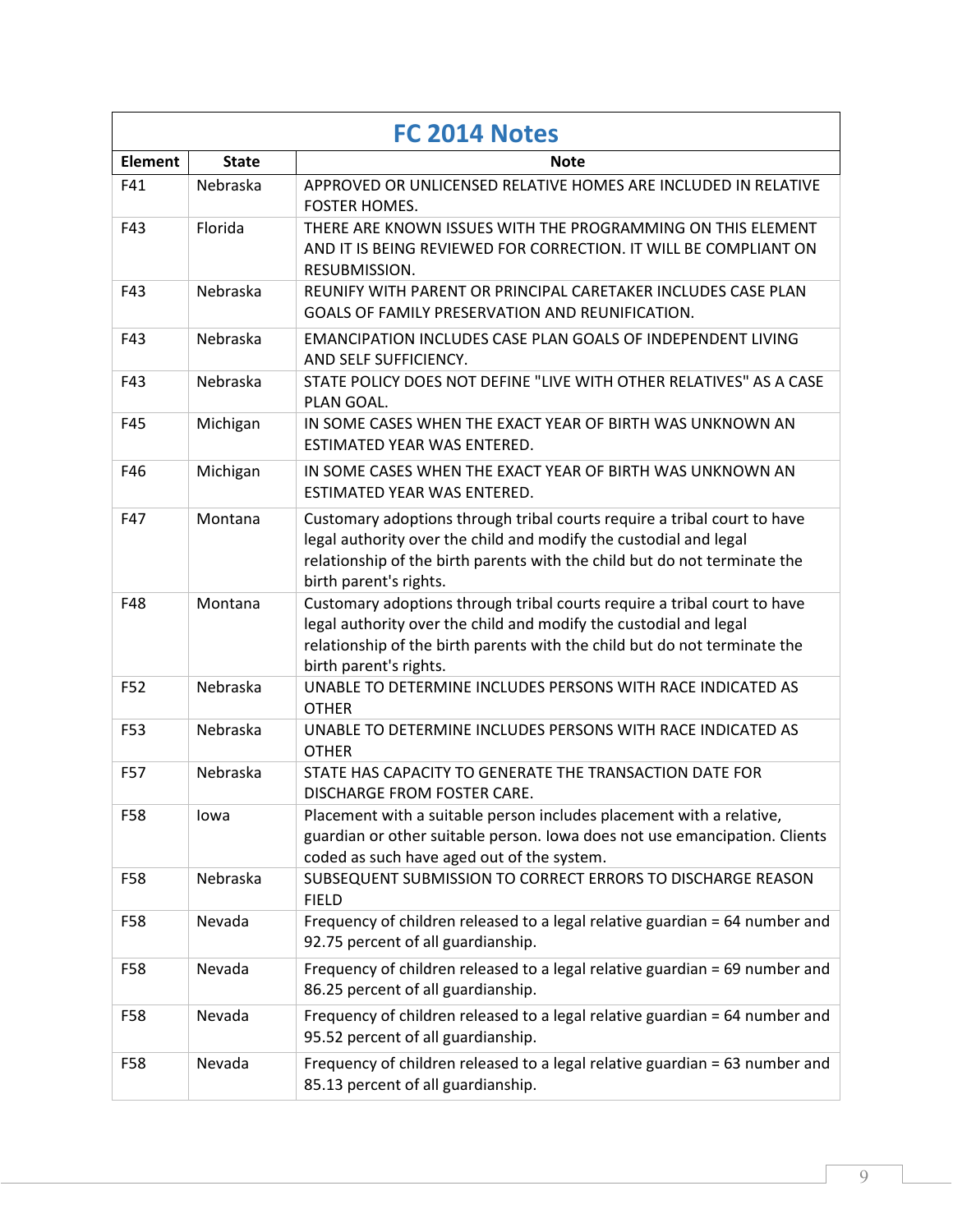| FC 2014 Notes | | |
|---|---|---|
| **Element** | **State** | **Note** |
| F41 | Nebraska | APPROVED OR UNLICENSED RELATIVE HOMES ARE INCLUDED IN RELATIVE FOSTER HOMES. |
| F43 | Florida | THERE ARE KNOWN ISSUES WITH THE PROGRAMMING ON THIS ELEMENT AND IT IS BEING REVIEWED FOR CORRECTION. IT WILL BE COMPLIANT ON RESUBMISSION. |
| F43 | Nebraska | REUNIFY WITH PARENT OR PRINCIPAL CARETAKER INCLUDES CASE PLAN GOALS OF FAMILY PRESERVATION AND REUNIFICATION. |
| F43 | Nebraska | EMANCIPATION INCLUDES CASE PLAN GOALS OF INDEPENDENT LIVING AND SELF SUFFICIENCY. |
| F43 | Nebraska | STATE POLICY DOES NOT DEFINE "LIVE WITH OTHER RELATIVES" AS A CASE PLAN GOAL. |
| F45 | Michigan | IN SOME CASES WHEN THE EXACT YEAR OF BIRTH WAS UNKNOWN AN ESTIMATED YEAR WAS ENTERED. |
| F46 | Michigan | IN SOME CASES WHEN THE EXACT YEAR OF BIRTH WAS UNKNOWN AN ESTIMATED YEAR WAS ENTERED. |
| F47 | Montana | Customary adoptions through tribal courts require a tribal court to have legal authority over the child and modify the custodial and legal relationship of the birth parents with the child but do not terminate the birth parent's rights. |
| F48 | Montana | Customary adoptions through tribal courts require a tribal court to have legal authority over the child and modify the custodial and legal relationship of the birth parents with the child but do not terminate the birth parent's rights. |
| F52 | Nebraska | UNABLE TO DETERMINE INCLUDES PERSONS WITH RACE INDICATED AS OTHER |
| F53 | Nebraska | UNABLE TO DETERMINE INCLUDES PERSONS WITH RACE INDICATED AS OTHER |
| F57 | Nebraska | STATE HAS CAPACITY TO GENERATE THE TRANSACTION DATE FOR DISCHARGE FROM FOSTER CARE. |
| F58 | Iowa | Placement with a suitable person includes placement with a relative, guardian or other suitable person. Iowa does not use emancipation. Clients coded as such have aged out of the system. |
| F58 | Nebraska | SUBSEQUENT SUBMISSION TO CORRECT ERRORS TO DISCHARGE REASON FIELD |
| F58 | Nevada | Frequency of children released to a legal relative guardian = 64 number and 92.75 percent of all guardianship. |
| F58 | Nevada | Frequency of children released to a legal relative guardian = 69 number and 86.25 percent of all guardianship. |
| F58 | Nevada | Frequency of children released to a legal relative guardian = 64 number and 95.52 percent of all guardianship. |
| F58 | Nevada | Frequency of children released to a legal relative guardian = 63 number and 85.13 percent of all guardianship. |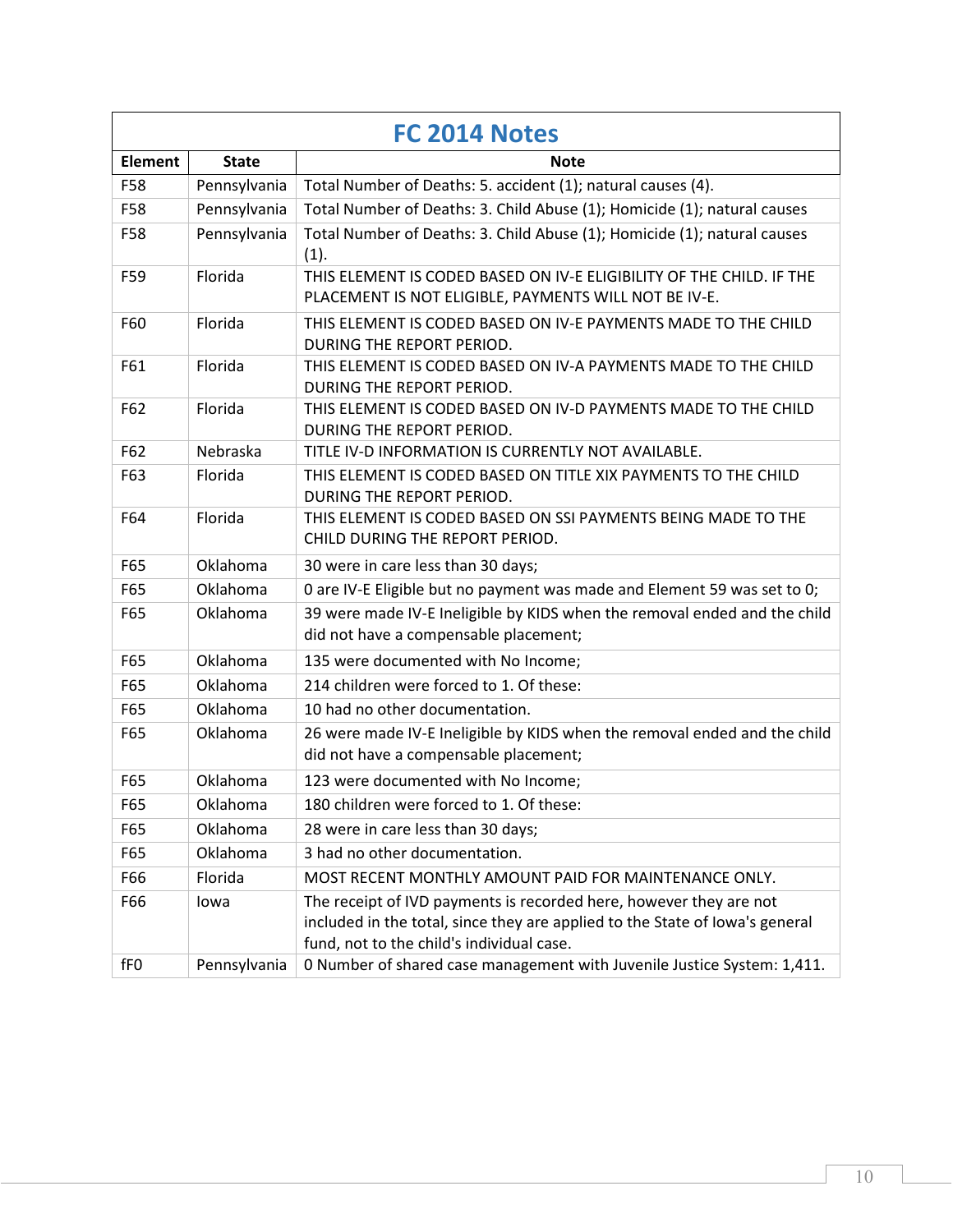| FC 2014 Notes | | |
|---|---|---|
| **Element** | **State** | **Note** |
| F58 | Pennsylvania | Total Number of Deaths: 5. accident (1); natural causes (4). |
| F58 | Pennsylvania | Total Number of Deaths: 3. Child Abuse (1); Homicide (1); natural causes |
| F58 | Pennsylvania | Total Number of Deaths: 3. Child Abuse (1); Homicide (1); natural causes (1). |
| F59 | Florida | THIS ELEMENT IS CODED BASED ON IV-E ELIGIBILITY OF THE CHILD. IF THE PLACEMENT IS NOT ELIGIBLE, PAYMENTS WILL NOT BE IV-E. |
| F60 | Florida | THIS ELEMENT IS CODED BASED ON IV-E PAYMENTS MADE TO THE CHILD DURING THE REPORT PERIOD. |
| F61 | Florida | THIS ELEMENT IS CODED BASED ON IV-A PAYMENTS MADE TO THE CHILD DURING THE REPORT PERIOD. |
| F62 | Florida | THIS ELEMENT IS CODED BASED ON IV-D PAYMENTS MADE TO THE CHILD DURING THE REPORT PERIOD. |
| F62 | Nebraska | TITLE IV-D INFORMATION IS CURRENTLY NOT AVAILABLE. |
| F63 | Florida | THIS ELEMENT IS CODED BASED ON TITLE XIX PAYMENTS TO THE CHILD DURING THE REPORT PERIOD. |
| F64 | Florida | THIS ELEMENT IS CODED BASED ON SSI PAYMENTS BEING MADE TO THE CHILD DURING THE REPORT PERIOD. |
| F65 | Oklahoma | 30 were in care less than 30 days; |
| F65 | Oklahoma | 0 are IV-E Eligible but no payment was made and Element 59 was set to 0; |
| F65 | Oklahoma | 39 were made IV-E Ineligible by KIDS when the removal ended and the child did not have a compensable placement; |
| F65 | Oklahoma | 135 were documented with No Income; |
| F65 | Oklahoma | 214 children were forced to 1. Of these: |
| F65 | Oklahoma | 10 had no other documentation. |
| F65 | Oklahoma | 26 were made IV-E Ineligible by KIDS when the removal ended and the child did not have a compensable placement; |
| F65 | Oklahoma | 123 were documented with No Income; |
| F65 | Oklahoma | 180 children were forced to 1. Of these: |
| F65 | Oklahoma | 28 were in care less than 30 days; |
| F65 | Oklahoma | 3 had no other documentation. |
| F66 | Florida | MOST RECENT MONTHLY AMOUNT PAID FOR MAINTENANCE ONLY. |
| F66 | Iowa | The receipt of IVD payments is recorded here, however they are not included in the total, since they are applied to the State of Iowa's general fund, not to the child's individual case. |
| fF0 | Pennsylvania | 0 Number of shared case management with Juvenile Justice System: 1,411. |